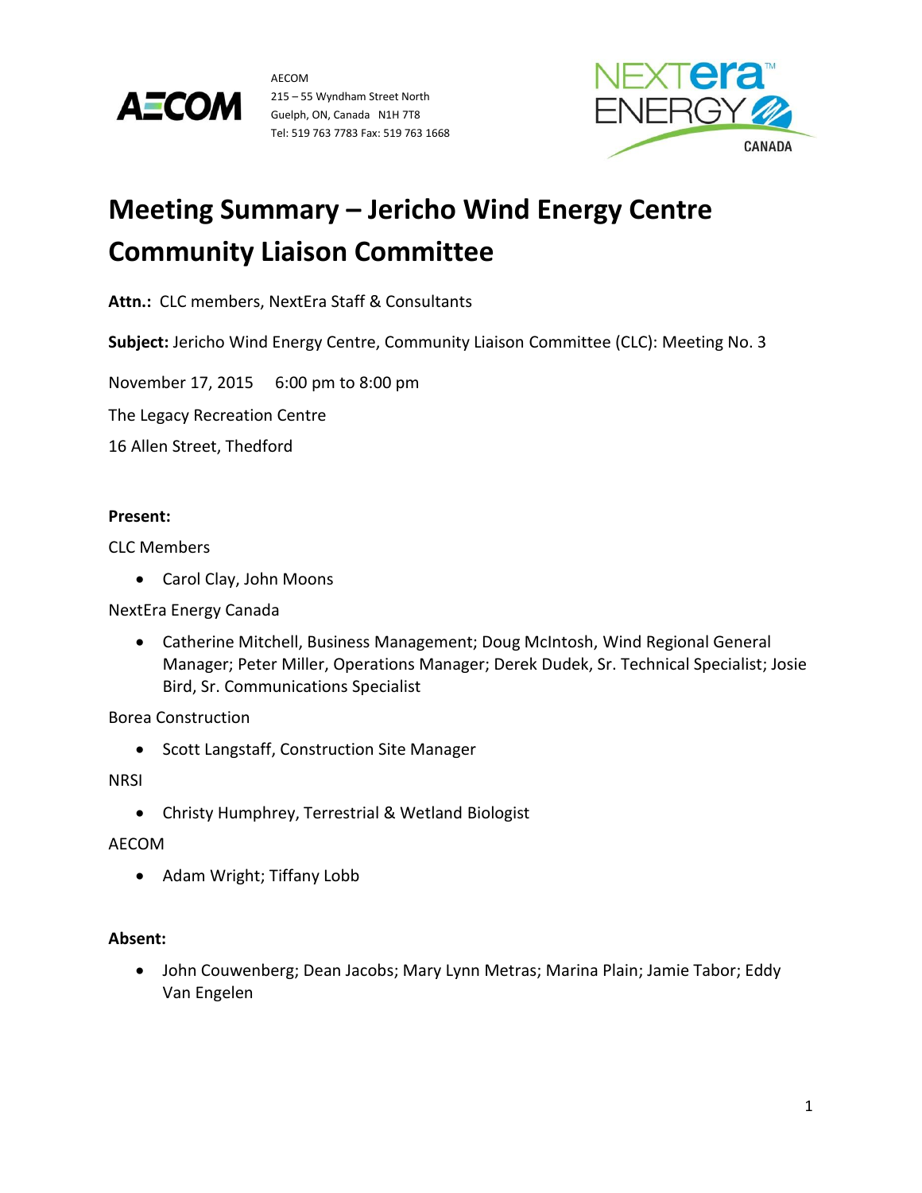AECOM
215 – 55 Wyndham Street North
Guelph, ON, Canada N1H 7T8
Tel: 519 763 7783 Fax: 519 763 1668

# Meeting Summary – Jericho Wind Energy Centre Community Liaison Committee

**Attn.:** CLC members, NextEra Staff & Consultants

**Subject:** Jericho Wind Energy Centre, Community Liaison Committee (CLC): Meeting No. 3

November 17, 2015 6:00 pm to 8:00 pm

The Legacy Recreation Centre

16 Allen Street, Thedford

**Present:**

CLC Members

- Carol Clay, John Moons

NextEra Energy Canada

- Catherine Mitchell, Business Management; Doug McIntosh, Wind Regional General Manager; Peter Miller, Operations Manager; Derek Dudek, Sr. Technical Specialist; Josie Bird, Sr. Communications Specialist

Borea Construction

- Scott Langstaff, Construction Site Manager

NRSI

- Christy Humphrey, Terrestrial & Wetland Biologist

AECOM

- Adam Wright; Tiffany Lobb

**Absent:**

- John Couwenberg; Dean Jacobs; Mary Lynn Metras; Marina Plain; Jamie Tabor; Eddy Van Engelen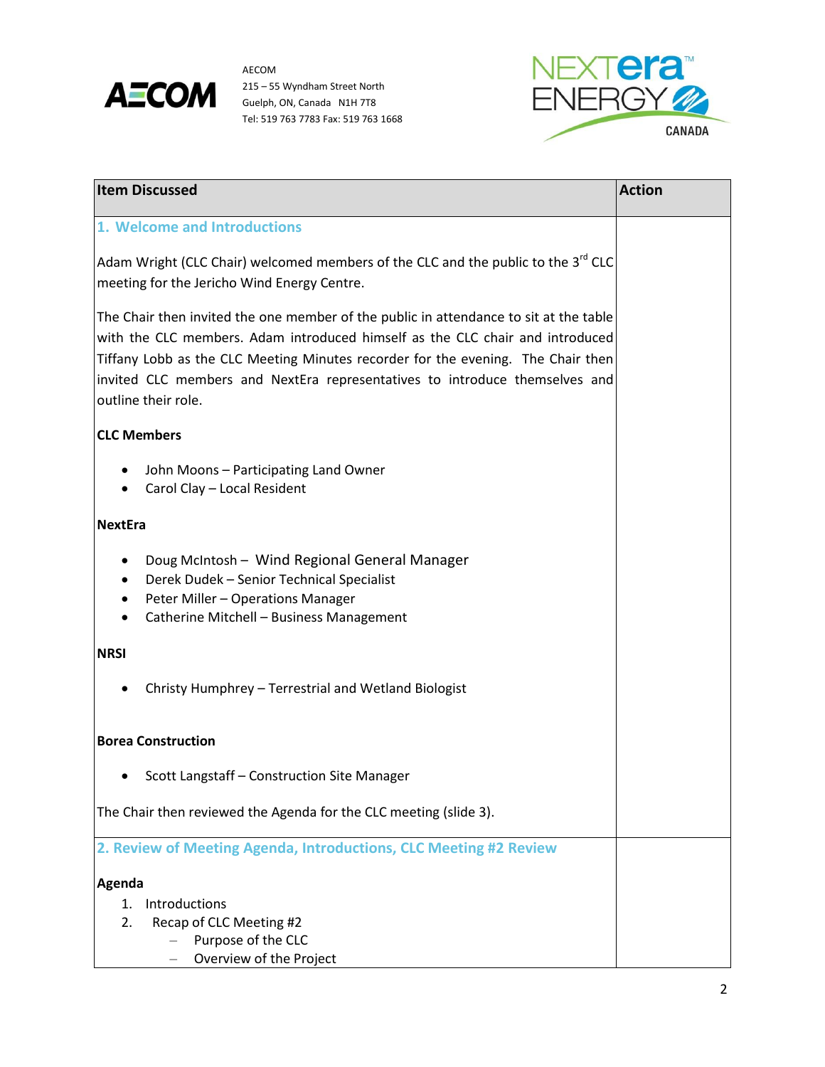AECOM
215 – 55 Wyndham Street North
Guelph, ON, Canada N1H 7T8
Tel: 519 763 7783 Fax: 519 763 1668

| Item Discussed | Action |
|---|---|
| **1. Welcome and Introductions**<br><br>Adam Wright (CLC Chair) welcomed members of the CLC and the public to the 3rd CLC meeting for the Jericho Wind Energy Centre.<br><br>The Chair then invited the one member of the public in attendance to sit at the table with the CLC members. Adam introduced himself as the CLC chair and introduced Tiffany Lobb as the CLC Meeting Minutes recorder for the evening. The Chair then invited CLC members and NextEra representatives to introduce themselves and outline their role.<br><br>**CLC Members**<br>• John Moons – Participating Land Owner<br>• Carol Clay – Local Resident<br><br>**NextEra**<br>• Doug McIntosh – Wind Regional General Manager<br>• Derek Dudek – Senior Technical Specialist<br>• Peter Miller – Operations Manager<br>• Catherine Mitchell – Business Management<br><br>**NRSI**<br>• Christy Humphrey – Terrestrial and Wetland Biologist<br><br>**Borea Construction**<br>• Scott Langstaff – Construction Site Manager<br><br>The Chair then reviewed the Agenda for the CLC meeting (slide 3). | |
| **2. Review of Meeting Agenda, Introductions, CLC Meeting #2 Review**<br><br>**Agenda**<br>1. Introductions<br>2. Recap of CLC Meeting #2<br>– Purpose of the CLC<br>– Overview of the Project | |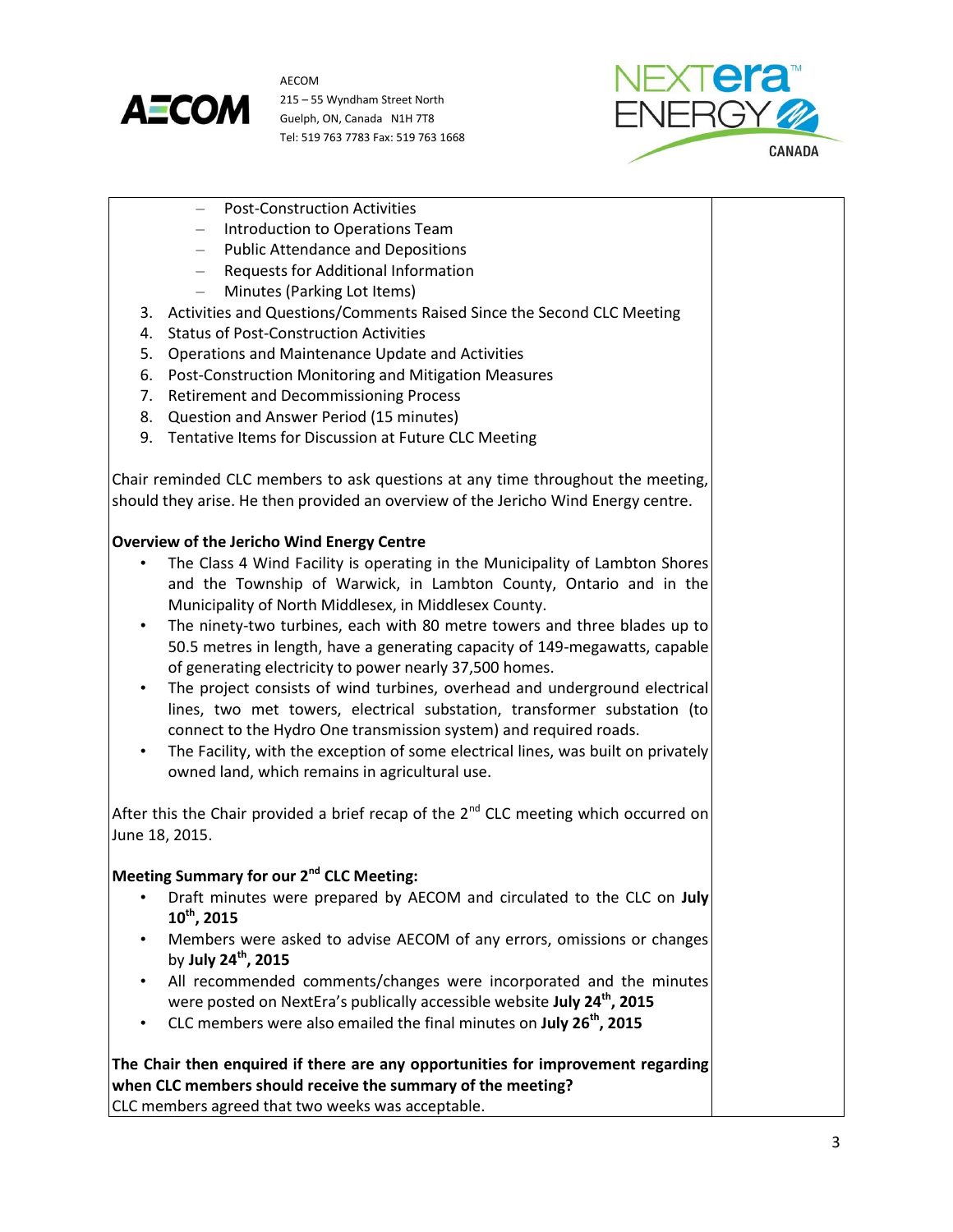- Post-Construction Activities
- Introduction to Operations Team
- Public Attendance and Depositions
- Requests for Additional Information
- Minutes (Parking Lot Items)

3. Activities and Questions/Comments Raised Since the Second CLC Meeting
4. Status of Post-Construction Activities
5. Operations and Maintenance Update and Activities
6. Post-Construction Monitoring and Mitigation Measures
7. Retirement and Decommissioning Process
8. Question and Answer Period (15 minutes)
9. Tentative Items for Discussion at Future CLC Meeting

Chair reminded CLC members to ask questions at any time throughout the meeting, should they arise. He then provided an overview of the Jericho Wind Energy centre.

**Overview of the Jericho Wind Energy Centre**

- The Class 4 Wind Facility is operating in the Municipality of Lambton Shores and the Township of Warwick, in Lambton County, Ontario and in the Municipality of North Middlesex, in Middlesex County.
- The ninety-two turbines, each with 80 metre towers and three blades up to 50.5 metres in length, have a generating capacity of 149-megawatts, capable of generating electricity to power nearly 37,500 homes.
- The project consists of wind turbines, overhead and underground electrical lines, two met towers, electrical substation, transformer substation (to connect to the Hydro One transmission system) and required roads.
- The Facility, with the exception of some electrical lines, was built on privately owned land, which remains in agricultural use.

After this the Chair provided a brief recap of the 2nd CLC meeting which occurred on June 18, 2015.

**Meeting Summary for our 2nd CLC Meeting:**

- Draft minutes were prepared by AECOM and circulated to the CLC on **July 10th, 2015**
- Members were asked to advise AECOM of any errors, omissions or changes by **July 24th, 2015**
- All recommended comments/changes were incorporated and the minutes were posted on NextEra's publically accessible website **July 24th, 2015**
- CLC members were also emailed the final minutes on **July 26th, 2015**

**The Chair then enquired if there are any opportunities for improvement regarding when CLC members should receive the summary of the meeting?**
CLC members agreed that two weeks was acceptable.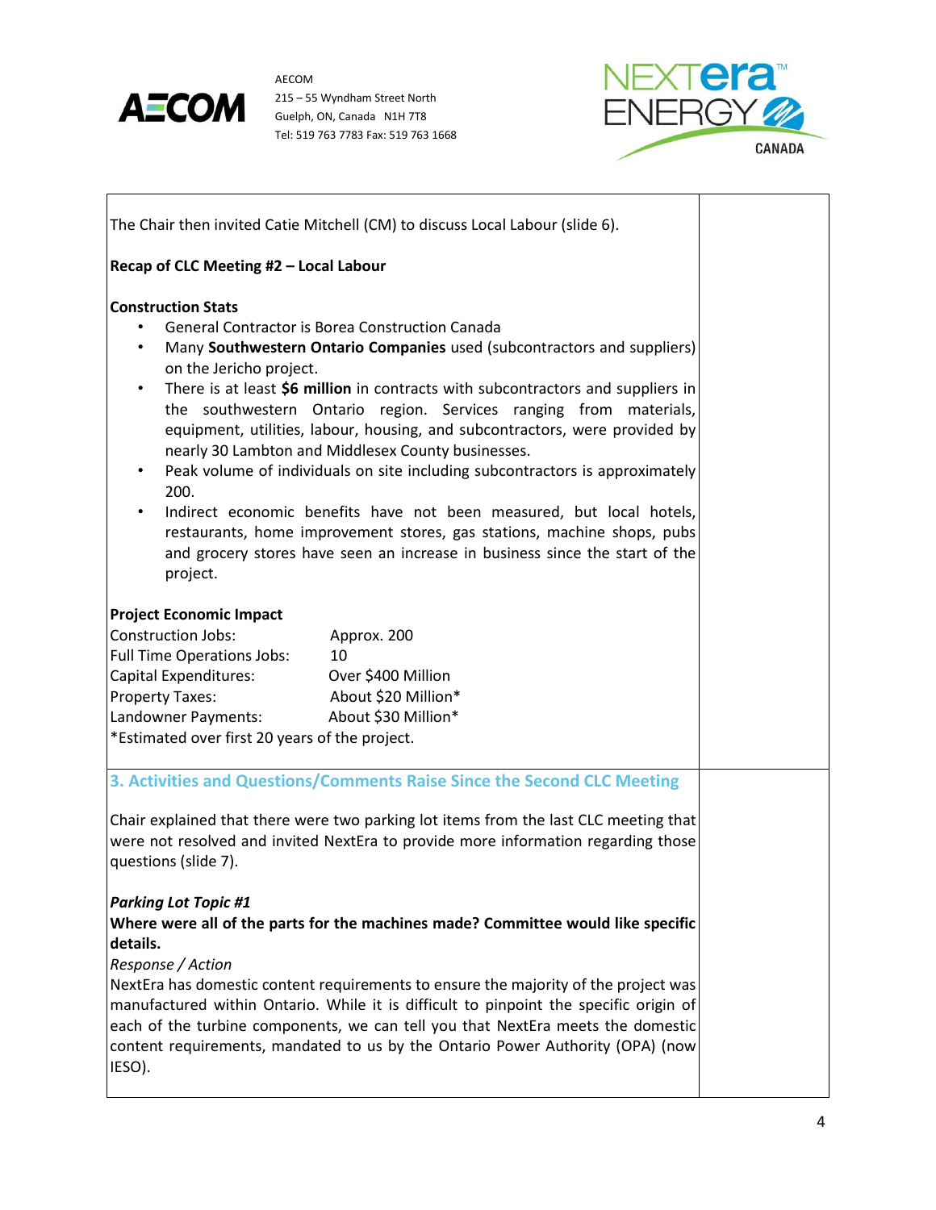The Chair then invited Catie Mitchell (CM) to discuss Local Labour (slide 6).

**Recap of CLC Meeting #2 – Local Labour**

**Construction Stats**

- General Contractor is Borea Construction Canada
- Many **Southwestern Ontario Companies** used (subcontractors and suppliers) on the Jericho project.
- There is at least **$6 million** in contracts with subcontractors and suppliers in the southwestern Ontario region. Services ranging from materials, equipment, utilities, labour, housing, and subcontractors, were provided by nearly 30 Lambton and Middlesex County businesses.
- Peak volume of individuals on site including subcontractors is approximately 200.
- Indirect economic benefits have not been measured, but local hotels, restaurants, home improvement stores, gas stations, machine shops, pubs and grocery stores have seen an increase in business since the start of the project.

**Project Economic Impact**

| | |
|---|---|
| Construction Jobs: | Approx. 200 |
| Full Time Operations Jobs: | 10 |
| Capital Expenditures: | Over $400 Million |
| Property Taxes: | About $20 Million* |
| Landowner Payments: | About $30 Million* |

*Estimated over first 20 years of the project.

## 3. Activities and Questions/Comments Raise Since the Second CLC Meeting

Chair explained that there were two parking lot items from the last CLC meeting that were not resolved and invited NextEra to provide more information regarding those questions (slide 7).

***Parking Lot Topic #1***

**Where were all of the parts for the machines made? Committee would like specific details.**

*Response / Action*

NextEra has domestic content requirements to ensure the majority of the project was manufactured within Ontario. While it is difficult to pinpoint the specific origin of each of the turbine components, we can tell you that NextEra meets the domestic content requirements, mandated to us by the Ontario Power Authority (OPA) (now IESO).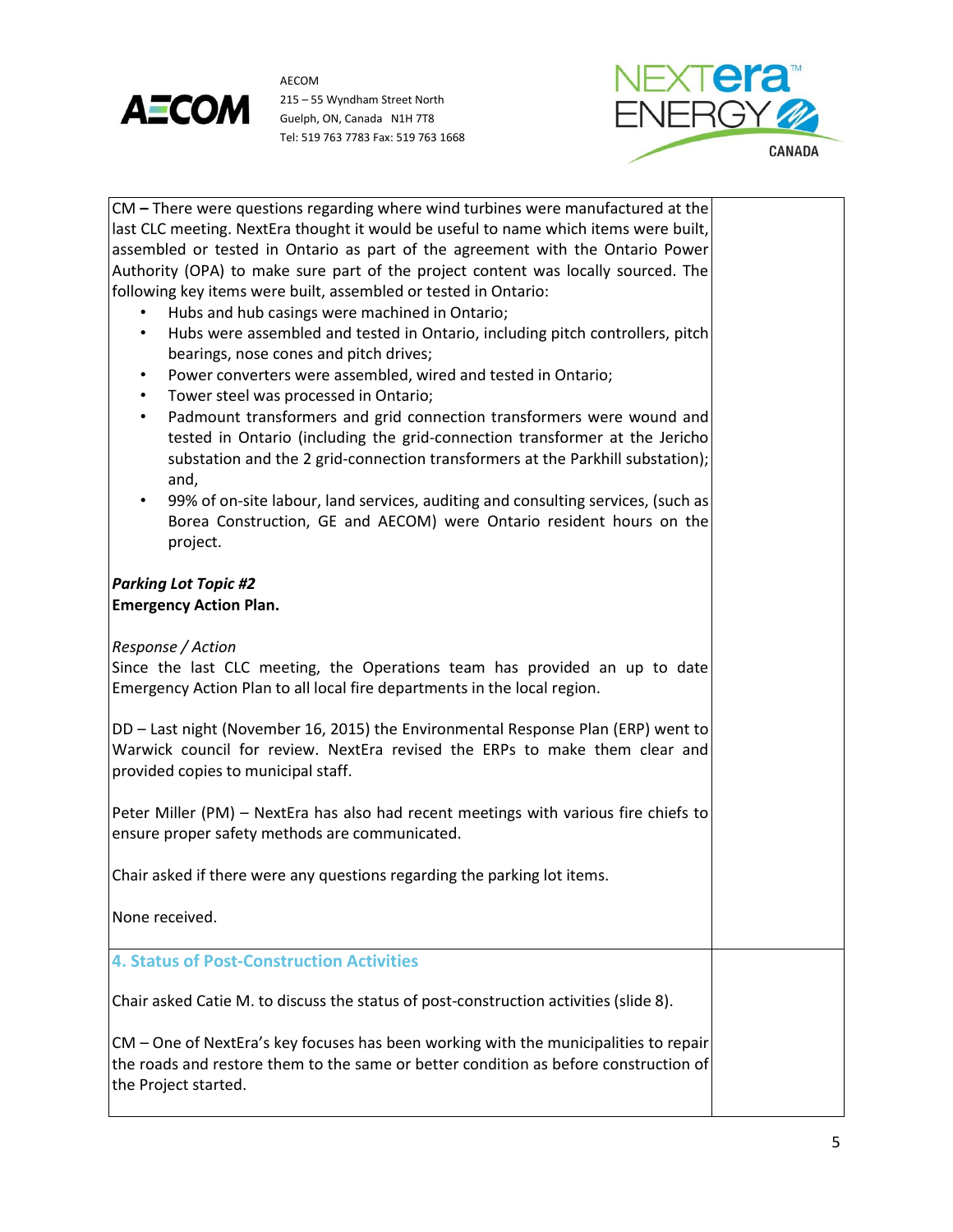**CM –** There were questions regarding where wind turbines were manufactured at the last CLC meeting. NextEra thought it would be useful to name which items were built, assembled or tested in Ontario as part of the agreement with the Ontario Power Authority (OPA) to make sure part of the project content was locally sourced. The following key items were built, assembled or tested in Ontario:

- Hubs and hub casings were machined in Ontario;
- Hubs were assembled and tested in Ontario, including pitch controllers, pitch bearings, nose cones and pitch drives;
- Power converters were assembled, wired and tested in Ontario;
- Tower steel was processed in Ontario;
- Padmount transformers and grid connection transformers were wound and tested in Ontario (including the grid-connection transformer at the Jericho substation and the 2 grid-connection transformers at the Parkhill substation); and,
- 99% of on-site labour, land services, auditing and consulting services, (such as Borea Construction, GE and AECOM) were Ontario resident hours on the project.

***Parking Lot Topic #2***
**Emergency Action Plan.**

*Response / Action*
Since the last CLC meeting, the Operations team has provided an up to date Emergency Action Plan to all local fire departments in the local region.

DD – Last night (November 16, 2015) the Environmental Response Plan (ERP) went to Warwick council for review. NextEra revised the ERPs to make them clear and provided copies to municipal staff.

Peter Miller (PM) – NextEra has also had recent meetings with various fire chiefs to ensure proper safety methods are communicated.

Chair asked if there were any questions regarding the parking lot items.

None received.

## 4. Status of Post-Construction Activities

Chair asked Catie M. to discuss the status of post-construction activities (slide 8).

CM – One of NextEra's key focuses has been working with the municipalities to repair the roads and restore them to the same or better condition as before construction of the Project started.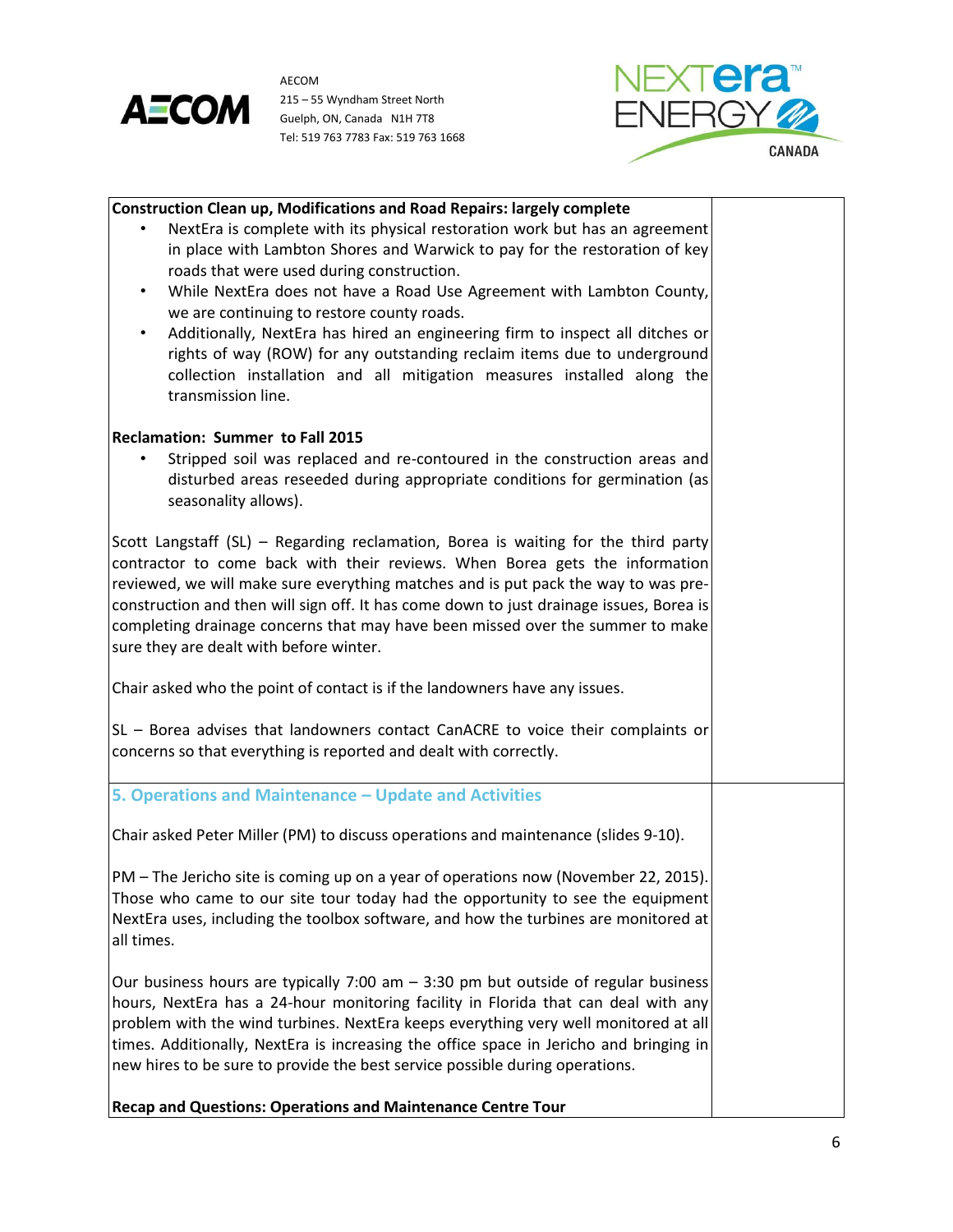**Construction Clean up, Modifications and Road Repairs: largely complete**

- NextEra is complete with its physical restoration work but has an agreement in place with Lambton Shores and Warwick to pay for the restoration of key roads that were used during construction.
- While NextEra does not have a Road Use Agreement with Lambton County, we are continuing to restore county roads.
- Additionally, NextEra has hired an engineering firm to inspect all ditches or rights of way (ROW) for any outstanding reclaim items due to underground collection installation and all mitigation measures installed along the transmission line.

**Reclamation: Summer to Fall 2015**

- Stripped soil was replaced and re-contoured in the construction areas and disturbed areas reseeded during appropriate conditions for germination (as seasonality allows).

Scott Langstaff (SL) – Regarding reclamation, Borea is waiting for the third party contractor to come back with their reviews. When Borea gets the information reviewed, we will make sure everything matches and is put pack the way to was pre-construction and then will sign off. It has come down to just drainage issues, Borea is completing drainage concerns that may have been missed over the summer to make sure they are dealt with before winter.

Chair asked who the point of contact is if the landowners have any issues.

SL – Borea advises that landowners contact CanACRE to voice their complaints or concerns so that everything is reported and dealt with correctly.

## 5. Operations and Maintenance – Update and Activities

Chair asked Peter Miller (PM) to discuss operations and maintenance (slides 9-10).

PM – The Jericho site is coming up on a year of operations now (November 22, 2015). Those who came to our site tour today had the opportunity to see the equipment NextEra uses, including the toolbox software, and how the turbines are monitored at all times.

Our business hours are typically 7:00 am – 3:30 pm but outside of regular business hours, NextEra has a 24-hour monitoring facility in Florida that can deal with any problem with the wind turbines. NextEra keeps everything very well monitored at all times. Additionally, NextEra is increasing the office space in Jericho and bringing in new hires to be sure to provide the best service possible during operations.

**Recap and Questions: Operations and Maintenance Centre Tour**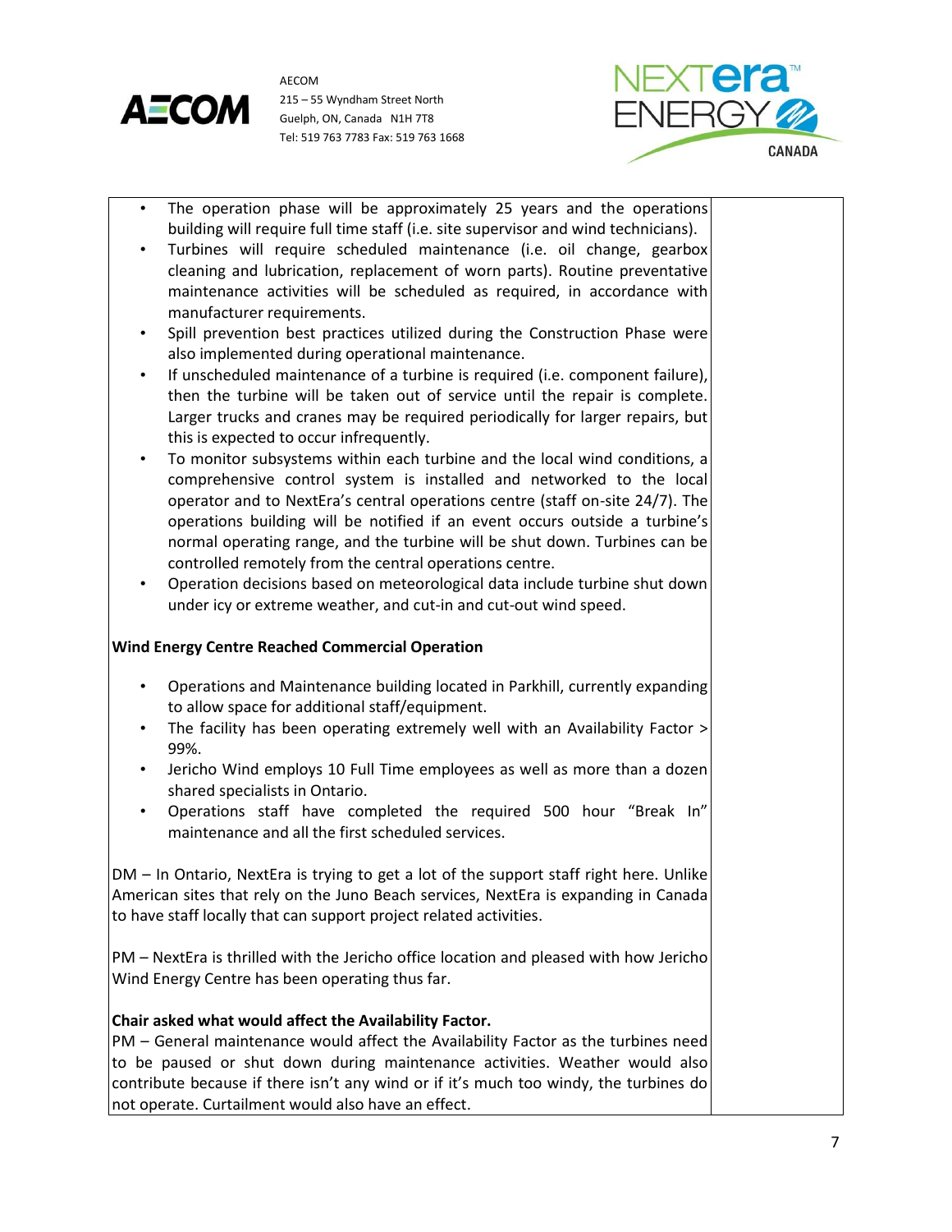- The operation phase will be approximately 25 years and the operations building will require full time staff (i.e. site supervisor and wind technicians).
- Turbines will require scheduled maintenance (i.e. oil change, gearbox cleaning and lubrication, replacement of worn parts). Routine preventative maintenance activities will be scheduled as required, in accordance with manufacturer requirements.
- Spill prevention best practices utilized during the Construction Phase were also implemented during operational maintenance.
- If unscheduled maintenance of a turbine is required (i.e. component failure), then the turbine will be taken out of service until the repair is complete. Larger trucks and cranes may be required periodically for larger repairs, but this is expected to occur infrequently.
- To monitor subsystems within each turbine and the local wind conditions, a comprehensive control system is installed and networked to the local operator and to NextEra's central operations centre (staff on-site 24/7). The operations building will be notified if an event occurs outside a turbine's normal operating range, and the turbine will be shut down. Turbines can be controlled remotely from the central operations centre.
- Operation decisions based on meteorological data include turbine shut down under icy or extreme weather, and cut-in and cut-out wind speed.

**Wind Energy Centre Reached Commercial Operation**

- Operations and Maintenance building located in Parkhill, currently expanding to allow space for additional staff/equipment.
- The facility has been operating extremely well with an Availability Factor > 99%.
- Jericho Wind employs 10 Full Time employees as well as more than a dozen shared specialists in Ontario.
- Operations staff have completed the required 500 hour "Break In" maintenance and all the first scheduled services.

DM – In Ontario, NextEra is trying to get a lot of the support staff right here. Unlike American sites that rely on the Juno Beach services, NextEra is expanding in Canada to have staff locally that can support project related activities.

PM – NextEra is thrilled with the Jericho office location and pleased with how Jericho Wind Energy Centre has been operating thus far.

**Chair asked what would affect the Availability Factor.**

PM – General maintenance would affect the Availability Factor as the turbines need to be paused or shut down during maintenance activities. Weather would also contribute because if there isn't any wind or if it's much too windy, the turbines do not operate. Curtailment would also have an effect.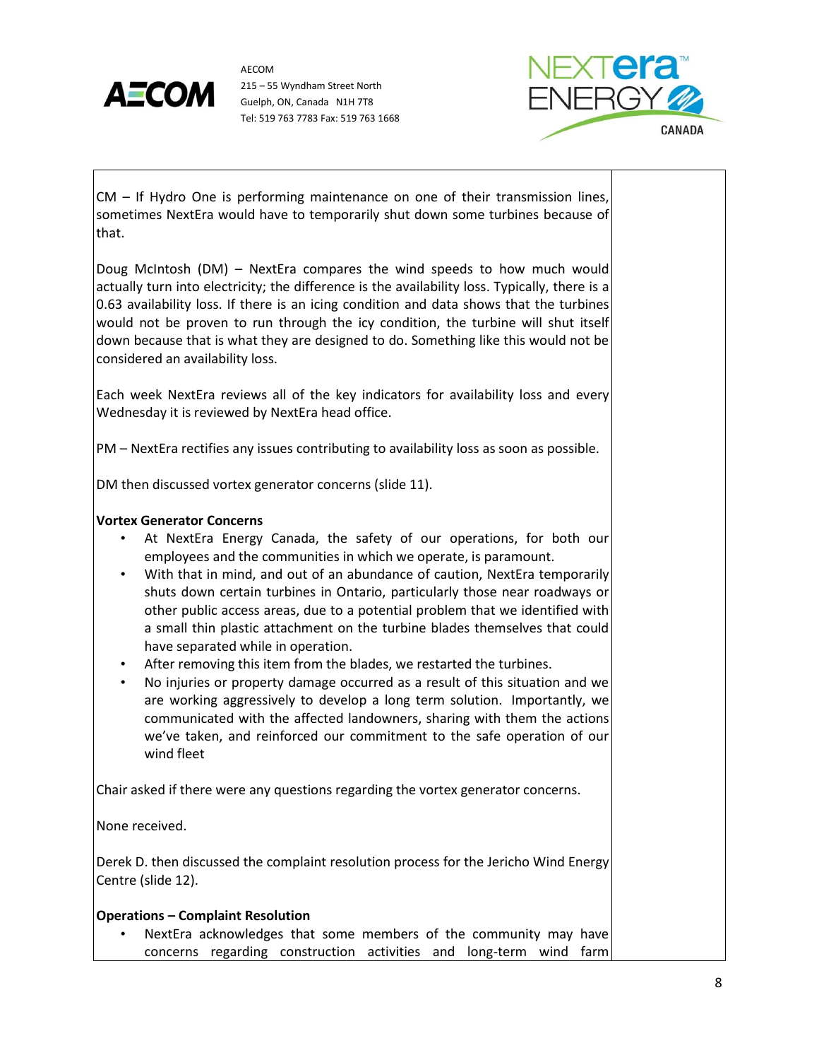CM – If Hydro One is performing maintenance on one of their transmission lines, sometimes NextEra would have to temporarily shut down some turbines because of that.

Doug McIntosh (DM) – NextEra compares the wind speeds to how much would actually turn into electricity; the difference is the availability loss. Typically, there is a 0.63 availability loss. If there is an icing condition and data shows that the turbines would not be proven to run through the icy condition, the turbine will shut itself down because that is what they are designed to do. Something like this would not be considered an availability loss.

Each week NextEra reviews all of the key indicators for availability loss and every Wednesday it is reviewed by NextEra head office.

PM – NextEra rectifies any issues contributing to availability loss as soon as possible.

DM then discussed vortex generator concerns (slide 11).

**Vortex Generator Concerns**

- At NextEra Energy Canada, the safety of our operations, for both our employees and the communities in which we operate, is paramount.
- With that in mind, and out of an abundance of caution, NextEra temporarily shuts down certain turbines in Ontario, particularly those near roadways or other public access areas, due to a potential problem that we identified with a small thin plastic attachment on the turbine blades themselves that could have separated while in operation.
- After removing this item from the blades, we restarted the turbines.
- No injuries or property damage occurred as a result of this situation and we are working aggressively to develop a long term solution. Importantly, we communicated with the affected landowners, sharing with them the actions we've taken, and reinforced our commitment to the safe operation of our wind fleet

Chair asked if there were any questions regarding the vortex generator concerns.

None received.

Derek D. then discussed the complaint resolution process for the Jericho Wind Energy Centre (slide 12).

**Operations – Complaint Resolution**

- NextEra acknowledges that some members of the community may have concerns regarding construction activities and long-term wind farm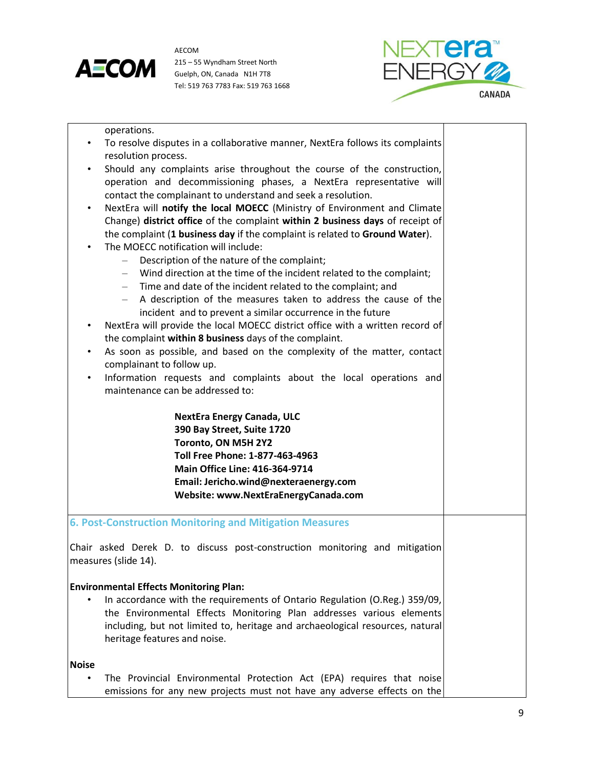operations.

- To resolve disputes in a collaborative manner, NextEra follows its complaints resolution process.
- Should any complaints arise throughout the course of the construction, operation and decommissioning phases, a NextEra representative will contact the complainant to understand and seek a resolution.
- NextEra will **notify the local MOECC** (Ministry of Environment and Climate Change) **district office** of the complaint **within 2 business days** of receipt of the complaint (**1 business day** if the complaint is related to **Ground Water**).
- The MOECC notification will include:
  - Description of the nature of the complaint;
  - Wind direction at the time of the incident related to the complaint;
  - Time and date of the incident related to the complaint; and
  - A description of the measures taken to address the cause of the incident and to prevent a similar occurrence in the future
- NextEra will provide the local MOECC district office with a written record of the complaint **within 8 business** days of the complaint.
- As soon as possible, and based on the complexity of the matter, contact complainant to follow up.
- Information requests and complaints about the local operations and maintenance can be addressed to:

**NextEra Energy Canada, ULC**
**390 Bay Street, Suite 1720**
**Toronto, ON M5H 2Y2**
**Toll Free Phone: 1-877-463-4963**
**Main Office Line: 416-364-9714**
**Email: Jericho.wind@nexteraenergy.com**
**Website: www.NextEraEnergyCanada.com**

## 6. Post-Construction Monitoring and Mitigation Measures

Chair asked Derek D. to discuss post-construction monitoring and mitigation measures (slide 14).

**Environmental Effects Monitoring Plan:**

- In accordance with the requirements of Ontario Regulation (O.Reg.) 359/09, the Environmental Effects Monitoring Plan addresses various elements including, but not limited to, heritage and archaeological resources, natural heritage features and noise.

**Noise**

- The Provincial Environmental Protection Act (EPA) requires that noise emissions for any new projects must not have any adverse effects on the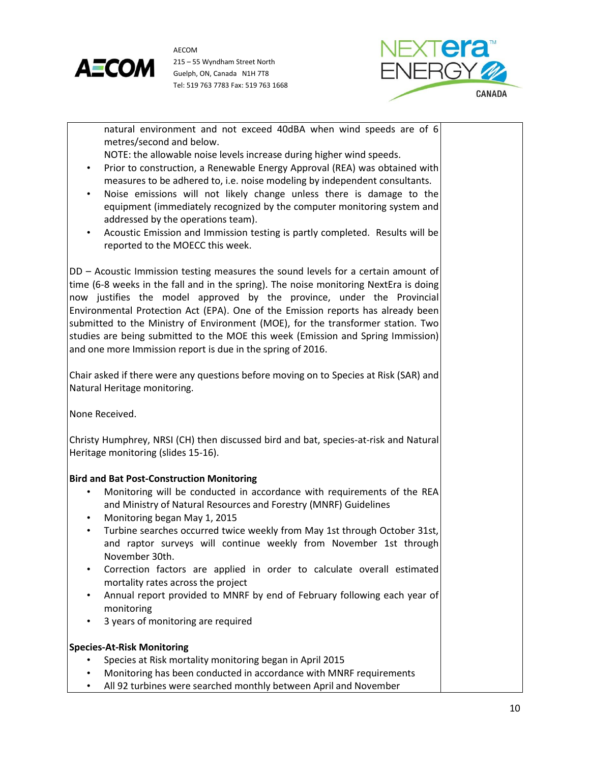natural environment and not exceed 40dBA when wind speeds are of 6 metres/second and below.
NOTE: the allowable noise levels increase during higher wind speeds.

- Prior to construction, a Renewable Energy Approval (REA) was obtained with measures to be adhered to, i.e. noise modeling by independent consultants.
- Noise emissions will not likely change unless there is damage to the equipment (immediately recognized by the computer monitoring system and addressed by the operations team).
- Acoustic Emission and Immission testing is partly completed. Results will be reported to the MOECC this week.

DD – Acoustic Immission testing measures the sound levels for a certain amount of time (6-8 weeks in the fall and in the spring). The noise monitoring NextEra is doing now justifies the model approved by the province, under the Provincial Environmental Protection Act (EPA). One of the Emission reports has already been submitted to the Ministry of Environment (MOE), for the transformer station. Two studies are being submitted to the MOE this week (Emission and Spring Immission) and one more Immission report is due in the spring of 2016.

Chair asked if there were any questions before moving on to Species at Risk (SAR) and Natural Heritage monitoring.

None Received.

Christy Humphrey, NRSI (CH) then discussed bird and bat, species-at-risk and Natural Heritage monitoring (slides 15-16).

**Bird and Bat Post-Construction Monitoring**

- Monitoring will be conducted in accordance with requirements of the REA and Ministry of Natural Resources and Forestry (MNRF) Guidelines
- Monitoring began May 1, 2015
- Turbine searches occurred twice weekly from May 1st through October 31st, and raptor surveys will continue weekly from November 1st through November 30th.
- Correction factors are applied in order to calculate overall estimated mortality rates across the project
- Annual report provided to MNRF by end of February following each year of monitoring
- 3 years of monitoring are required

**Species-At-Risk Monitoring**

- Species at Risk mortality monitoring began in April 2015
- Monitoring has been conducted in accordance with MNRF requirements
- All 92 turbines were searched monthly between April and November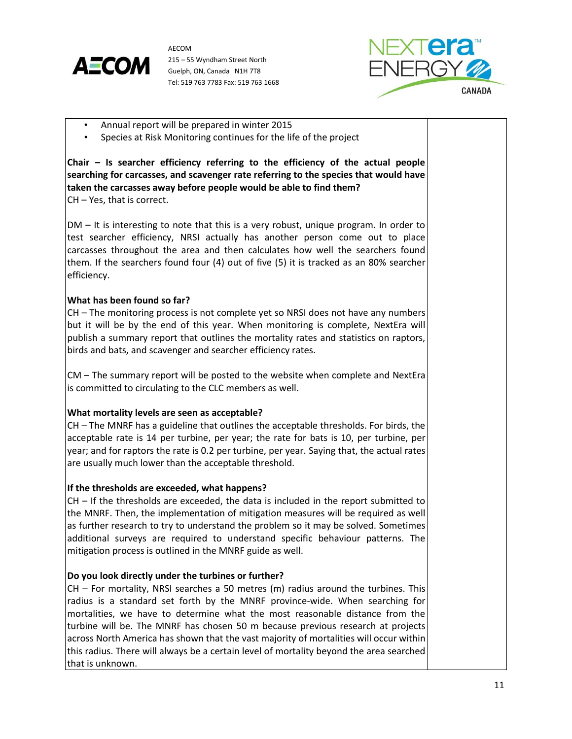- Annual report will be prepared in winter 2015
- Species at Risk Monitoring continues for the life of the project

**Chair – Is searcher efficiency referring to the efficiency of the actual people searching for carcasses, and scavenger rate referring to the species that would have taken the carcasses away before people would be able to find them?**
CH – Yes, that is correct.

DM – It is interesting to note that this is a very robust, unique program. In order to test searcher efficiency, NRSI actually has another person come out to place carcasses throughout the area and then calculates how well the searchers found them. If the searchers found four (4) out of five (5) it is tracked as an 80% searcher efficiency.

**What has been found so far?**
CH – The monitoring process is not complete yet so NRSI does not have any numbers but it will be by the end of this year. When monitoring is complete, NextEra will publish a summary report that outlines the mortality rates and statistics on raptors, birds and bats, and scavenger and searcher efficiency rates.

CM – The summary report will be posted to the website when complete and NextEra is committed to circulating to the CLC members as well.

**What mortality levels are seen as acceptable?**
CH – The MNRF has a guideline that outlines the acceptable thresholds. For birds, the acceptable rate is 14 per turbine, per year; the rate for bats is 10, per turbine, per year; and for raptors the rate is 0.2 per turbine, per year. Saying that, the actual rates are usually much lower than the acceptable threshold.

**If the thresholds are exceeded, what happens?**
CH – If the thresholds are exceeded, the data is included in the report submitted to the MNRF. Then, the implementation of mitigation measures will be required as well as further research to try to understand the problem so it may be solved. Sometimes additional surveys are required to understand specific behaviour patterns. The mitigation process is outlined in the MNRF guide as well.

**Do you look directly under the turbines or further?**
CH – For mortality, NRSI searches a 50 metres (m) radius around the turbines. This radius is a standard set forth by the MNRF province-wide. When searching for mortalities, we have to determine what the most reasonable distance from the turbine will be. The MNRF has chosen 50 m because previous research at projects across North America has shown that the vast majority of mortalities will occur within this radius. There will always be a certain level of mortality beyond the area searched that is unknown.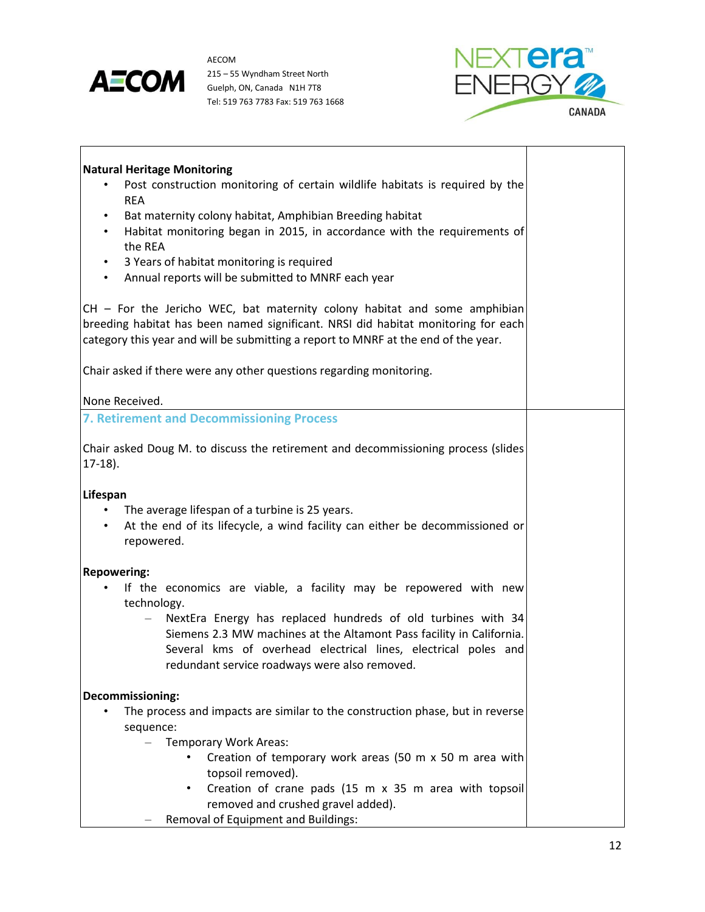**Natural Heritage Monitoring**

- Post construction monitoring of certain wildlife habitats is required by the REA
- Bat maternity colony habitat, Amphibian Breeding habitat
- Habitat monitoring began in 2015, in accordance with the requirements of the REA
- 3 Years of habitat monitoring is required
- Annual reports will be submitted to MNRF each year

CH – For the Jericho WEC, bat maternity colony habitat and some amphibian breeding habitat has been named significant. NRSI did habitat monitoring for each category this year and will be submitting a report to MNRF at the end of the year.

Chair asked if there were any other questions regarding monitoring.

None Received.

## 7. Retirement and Decommissioning Process

Chair asked Doug M. to discuss the retirement and decommissioning process (slides 17-18).

**Lifespan**

- The average lifespan of a turbine is 25 years.
- At the end of its lifecycle, a wind facility can either be decommissioned or repowered.

**Repowering:**

- If the economics are viable, a facility may be repowered with new technology.
  - NextEra Energy has replaced hundreds of old turbines with 34 Siemens 2.3 MW machines at the Altamont Pass facility in California. Several kms of overhead electrical lines, electrical poles and redundant service roadways were also removed.

**Decommissioning:**

- The process and impacts are similar to the construction phase, but in reverse sequence:
  - Temporary Work Areas:
    - Creation of temporary work areas (50 m x 50 m area with topsoil removed).
    - Creation of crane pads (15 m x 35 m area with topsoil removed and crushed gravel added).
  - Removal of Equipment and Buildings: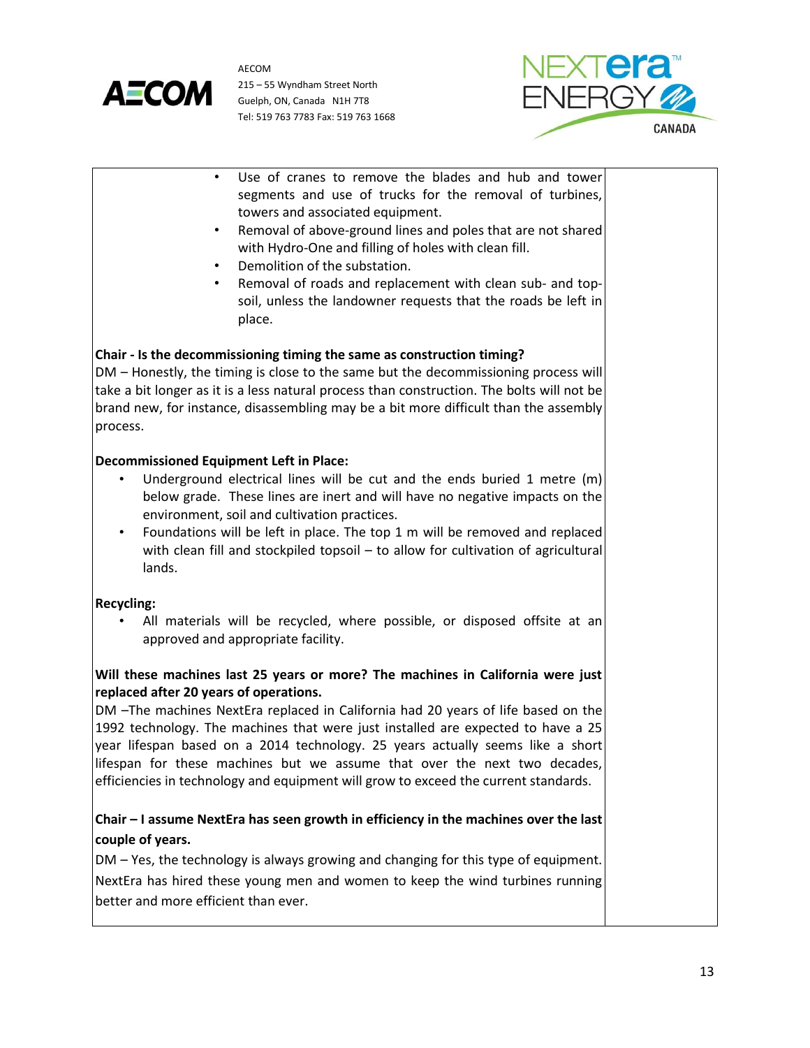- Use of cranes to remove the blades and hub and tower segments and use of trucks for the removal of turbines, towers and associated equipment.
- Removal of above-ground lines and poles that are not shared with Hydro-One and filling of holes with clean fill.
- Demolition of the substation.
- Removal of roads and replacement with clean sub- and top-soil, unless the landowner requests that the roads be left in place.

**Chair - Is the decommissioning timing the same as construction timing?**
DM – Honestly, the timing is close to the same but the decommissioning process will take a bit longer as it is a less natural process than construction. The bolts will not be brand new, for instance, disassembling may be a bit more difficult than the assembly process.

**Decommissioned Equipment Left in Place:**

- Underground electrical lines will be cut and the ends buried 1 metre (m) below grade. These lines are inert and will have no negative impacts on the environment, soil and cultivation practices.
- Foundations will be left in place. The top 1 m will be removed and replaced with clean fill and stockpiled topsoil – to allow for cultivation of agricultural lands.

**Recycling:**

- All materials will be recycled, where possible, or disposed offsite at an approved and appropriate facility.

**Will these machines last 25 years or more? The machines in California were just replaced after 20 years of operations.**
DM –The machines NextEra replaced in California had 20 years of life based on the 1992 technology. The machines that were just installed are expected to have a 25 year lifespan based on a 2014 technology. 25 years actually seems like a short lifespan for these machines but we assume that over the next two decades, efficiencies in technology and equipment will grow to exceed the current standards.

**Chair – I assume NextEra has seen growth in efficiency in the machines over the last couple of years.**
DM – Yes, the technology is always growing and changing for this type of equipment. NextEra has hired these young men and women to keep the wind turbines running better and more efficient than ever.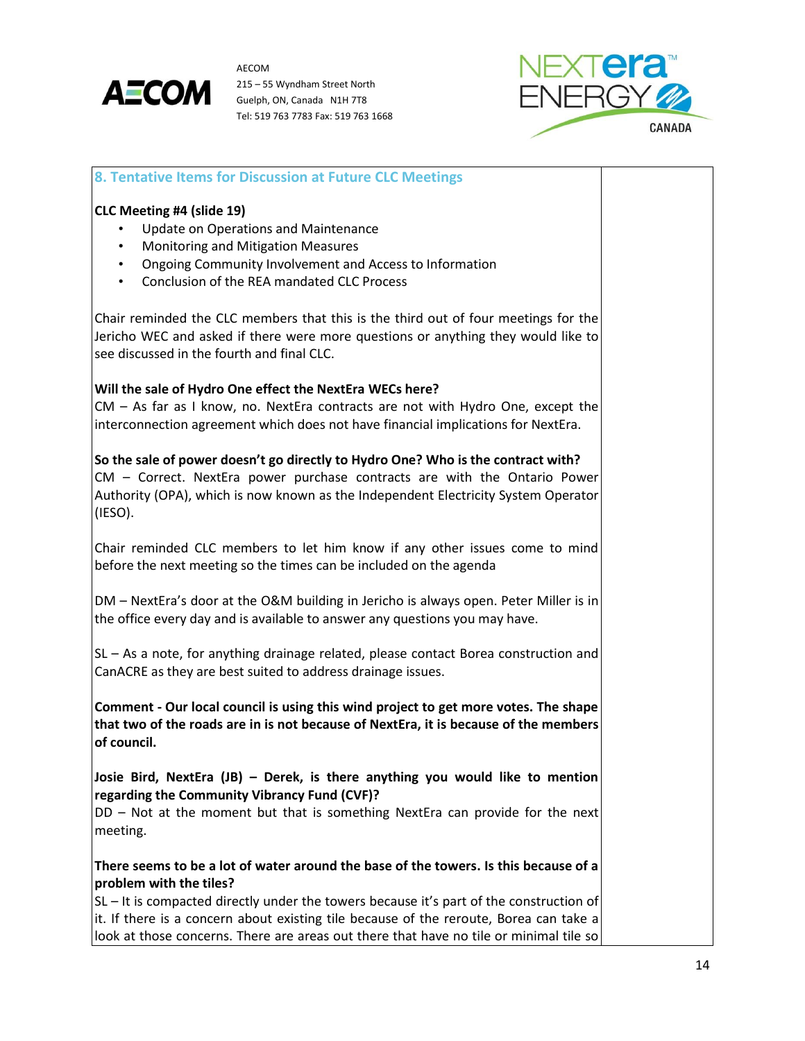## 8. Tentative Items for Discussion at Future CLC Meetings

**CLC Meeting #4 (slide 19)**

- Update on Operations and Maintenance
- Monitoring and Mitigation Measures
- Ongoing Community Involvement and Access to Information
- Conclusion of the REA mandated CLC Process

Chair reminded the CLC members that this is the third out of four meetings for the Jericho WEC and asked if there were more questions or anything they would like to see discussed in the fourth and final CLC.

**Will the sale of Hydro One effect the NextEra WECs here?**
CM – As far as I know, no. NextEra contracts are not with Hydro One, except the interconnection agreement which does not have financial implications for NextEra.

**So the sale of power doesn't go directly to Hydro One? Who is the contract with?**
CM – Correct. NextEra power purchase contracts are with the Ontario Power Authority (OPA), which is now known as the Independent Electricity System Operator (IESO).

Chair reminded CLC members to let him know if any other issues come to mind before the next meeting so the times can be included on the agenda

DM – NextEra's door at the O&M building in Jericho is always open. Peter Miller is in the office every day and is available to answer any questions you may have.

SL – As a note, for anything drainage related, please contact Borea construction and CanACRE as they are best suited to address drainage issues.

**Comment - Our local council is using this wind project to get more votes. The shape that two of the roads are in is not because of NextEra, it is because of the members of council.**

**Josie Bird, NextEra (JB) – Derek, is there anything you would like to mention regarding the Community Vibrancy Fund (CVF)?**
DD – Not at the moment but that is something NextEra can provide for the next meeting.

**There seems to be a lot of water around the base of the towers. Is this because of a problem with the tiles?**
SL – It is compacted directly under the towers because it's part of the construction of it. If there is a concern about existing tile because of the reroute, Borea can take a look at those concerns. There are areas out there that have no tile or minimal tile so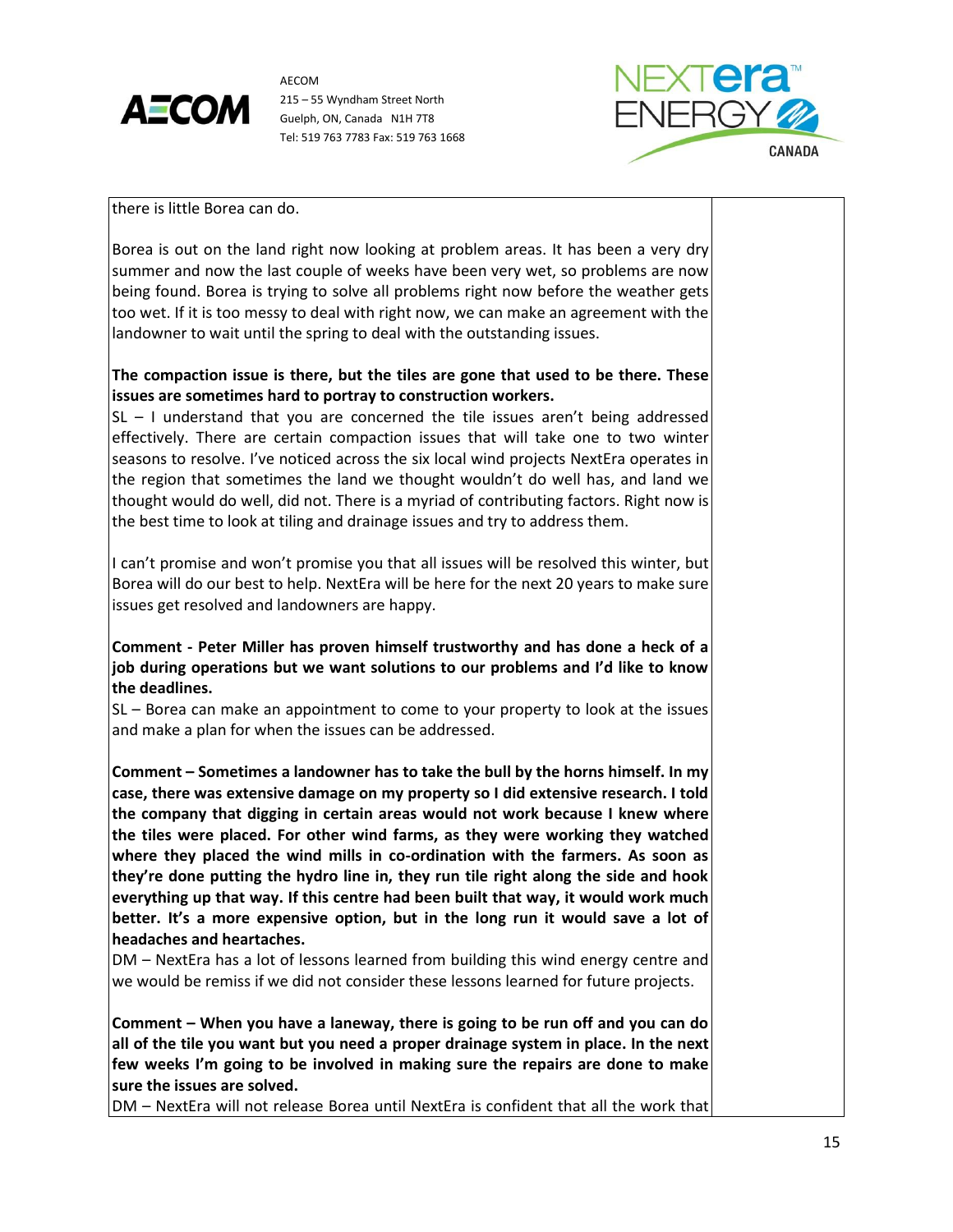| | |
|---|---|
| there is little Borea can do.<br><br>Borea is out on the land right now looking at problem areas. It has been a very dry summer and now the last couple of weeks have been very wet, so problems are now being found. Borea is trying to solve all problems right now before the weather gets too wet. If it is too messy to deal with right now, we can make an agreement with the landowner to wait until the spring to deal with the outstanding issues.<br><br>**The compaction issue is there, but the tiles are gone that used to be there. These issues are sometimes hard to portray to construction workers.**<br>SL – I understand that you are concerned the tile issues aren't being addressed effectively. There are certain compaction issues that will take one to two winter seasons to resolve. I've noticed across the six local wind projects NextEra operates in the region that sometimes the land we thought wouldn't do well has, and land we thought would do well, did not. There is a myriad of contributing factors. Right now is the best time to look at tiling and drainage issues and try to address them.<br><br>I can't promise and won't promise you that all issues will be resolved this winter, but Borea will do our best to help. NextEra will be here for the next 20 years to make sure issues get resolved and landowners are happy.<br><br>**Comment - Peter Miller has proven himself trustworthy and has done a heck of a job during operations but we want solutions to our problems and I'd like to know the deadlines.**<br>SL – Borea can make an appointment to come to your property to look at the issues and make a plan for when the issues can be addressed.<br><br>**Comment – Sometimes a landowner has to take the bull by the horns himself. In my case, there was extensive damage on my property so I did extensive research. I told the company that digging in certain areas would not work because I knew where the tiles were placed. For other wind farms, as they were working they watched where they placed the wind mills in co-ordination with the farmers. As soon as they're done putting the hydro line in, they run tile right along the side and hook everything up that way. If this centre had been built that way, it would work much better. It's a more expensive option, but in the long run it would save a lot of headaches and heartaches.**<br>DM – NextEra has a lot of lessons learned from building this wind energy centre and we would be remiss if we did not consider these lessons learned for future projects.<br><br>**Comment – When you have a laneway, there is going to be run off and you can do all of the tile you want but you need a proper drainage system in place. In the next few weeks I'm going to be involved in making sure the repairs are done to make sure the issues are solved.**<br>DM – NextEra will not release Borea until NextEra is confident that all the work that | |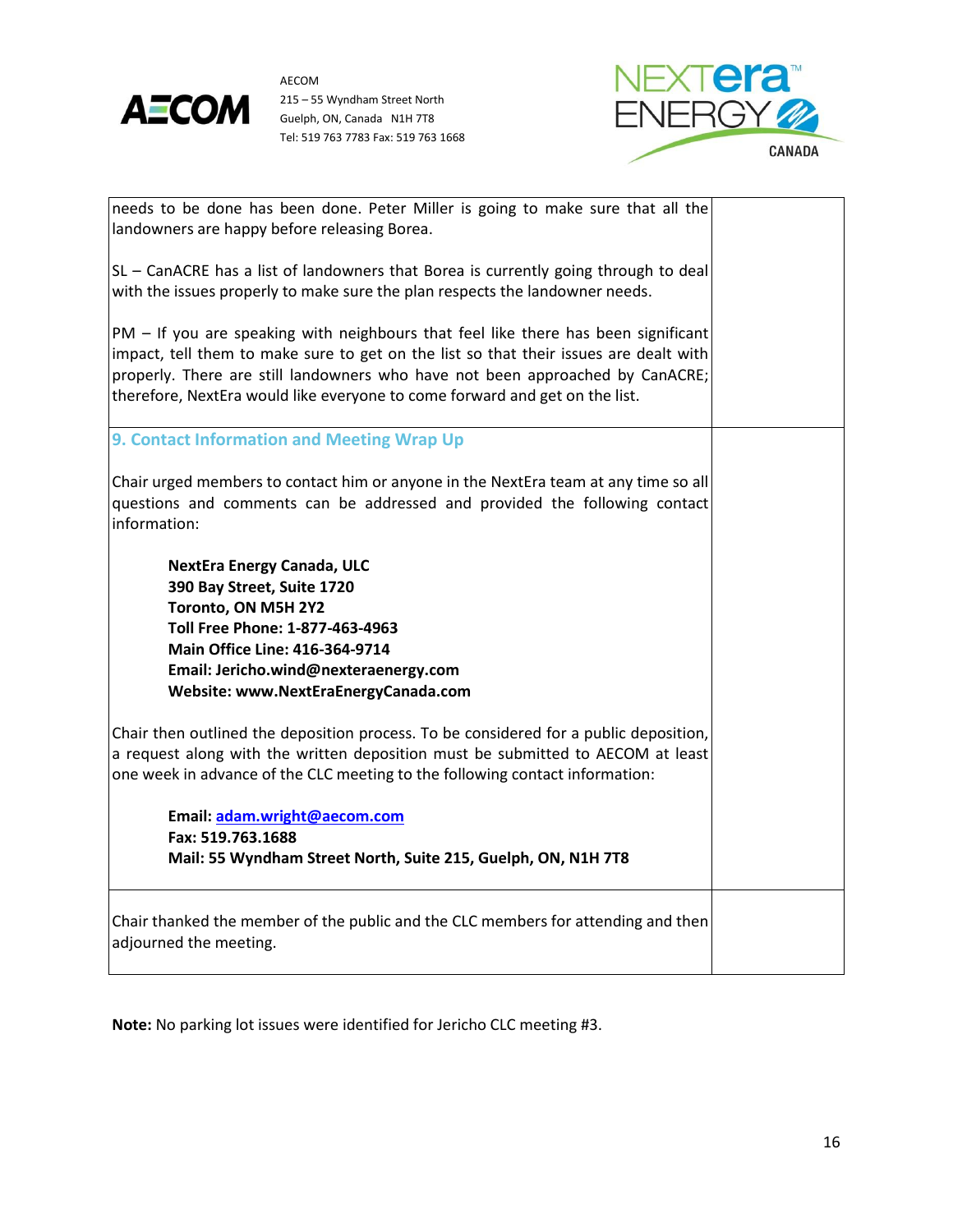needs to be done has been done. Peter Miller is going to make sure that all the landowners are happy before releasing Borea.

SL – CanACRE has a list of landowners that Borea is currently going through to deal with the issues properly to make sure the plan respects the landowner needs.

PM – If you are speaking with neighbours that feel like there has been significant impact, tell them to make sure to get on the list so that their issues are dealt with properly. There are still landowners who have not been approached by CanACRE; therefore, NextEra would like everyone to come forward and get on the list.

### 9. Contact Information and Meeting Wrap Up

Chair urged members to contact him or anyone in the NextEra team at any time so all questions and comments can be addressed and provided the following contact information:

**NextEra Energy Canada, ULC**
**390 Bay Street, Suite 1720**
**Toronto, ON M5H 2Y2**
**Toll Free Phone: 1-877-463-4963**
**Main Office Line: 416-364-9714**
**Email: Jericho.wind@nexteraenergy.com**
**Website: www.NextEraEnergyCanada.com**

Chair then outlined the deposition process. To be considered for a public deposition, a request along with the written deposition must be submitted to AECOM at least one week in advance of the CLC meeting to the following contact information:

**Email: adam.wright@aecom.com**
**Fax: 519.763.1688**
**Mail: 55 Wyndham Street North, Suite 215, Guelph, ON, N1H 7T8**

Chair thanked the member of the public and the CLC members for attending and then adjourned the meeting.

**Note:** No parking lot issues were identified for Jericho CLC meeting #3.